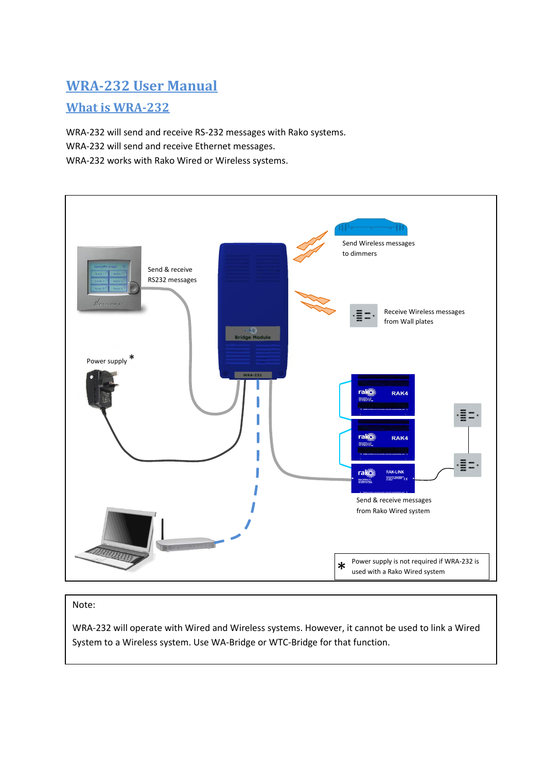# WRA-232 User Manual

## What is WRA-232

WRA-232 will send and receive RS-232 messages with Rako systems.
WRA-232 will send and receive Ethernet messages.
WRA-232 works with Rako Wired or Wireless systems.

Send & receive RS232 messages

Send Wireless messages to dimmers

Receive Wireless messages from Wall plates

Power supply *

Send & receive messages from Rako Wired system

* Power supply is not required if WRA-232 is used with a Rako Wired system

Note:

WRA-232 will operate with Wired and Wireless systems. However, it cannot be used to link a Wired System to a Wireless system. Use WA-Bridge or WTC-Bridge for that function.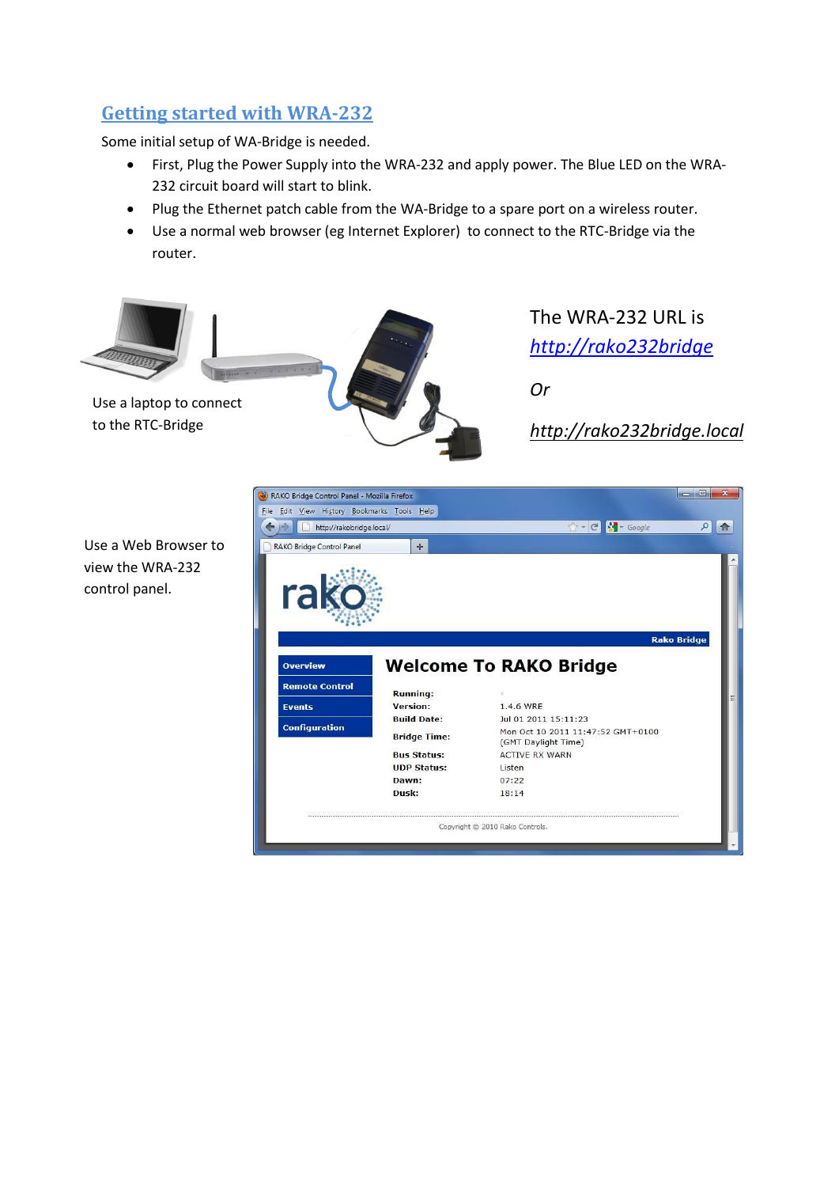## Getting started with WRA-232

Some initial setup of WA-Bridge is needed.

- First, Plug the Power Supply into the WRA-232 and apply power. The Blue LED on the WRA-232 circuit board will start to blink.
- Plug the Ethernet patch cable from the WA-Bridge to a spare port on a wireless router.
- Use a normal web browser (eg Internet Explorer) to connect to the RTC-Bridge via the router.

Use a laptop to connect to the RTC-Bridge

The WRA-232 URL is *http://rako232bridge*

*Or*

*http://rako232bridge.local*

Use a Web Browser to view the WRA-232 control panel.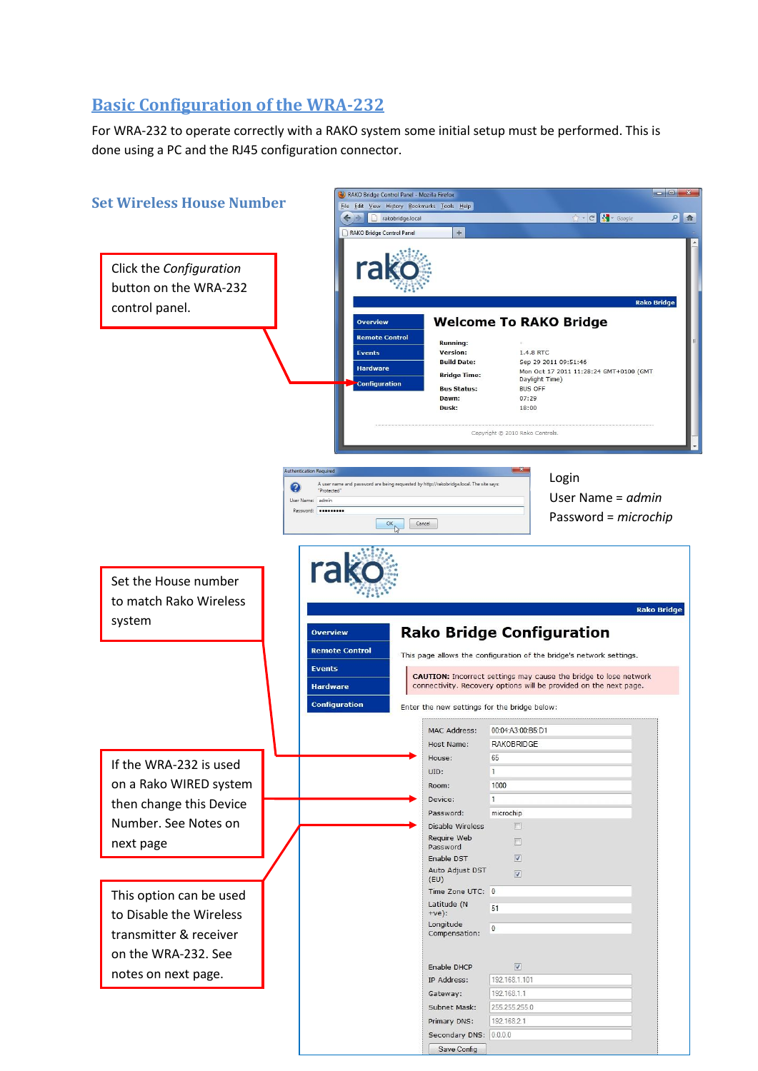## Basic Configuration of the WRA-232

For WRA-232 to operate correctly with a RAKO system some initial setup must be performed. This is done using a PC and the RJ45 configuration connector.

### Set Wireless House Number

Click the *Configuration* button on the WRA-232 control panel.

Login
User Name = *admin*
Password = *microchip*

Set the House number to match Rako Wireless system

If the WRA-232 is used on a Rako WIRED system then change this Device Number. See Notes on next page

This option can be used to Disable the Wireless transmitter & receiver on the WRA-232. See notes on next page.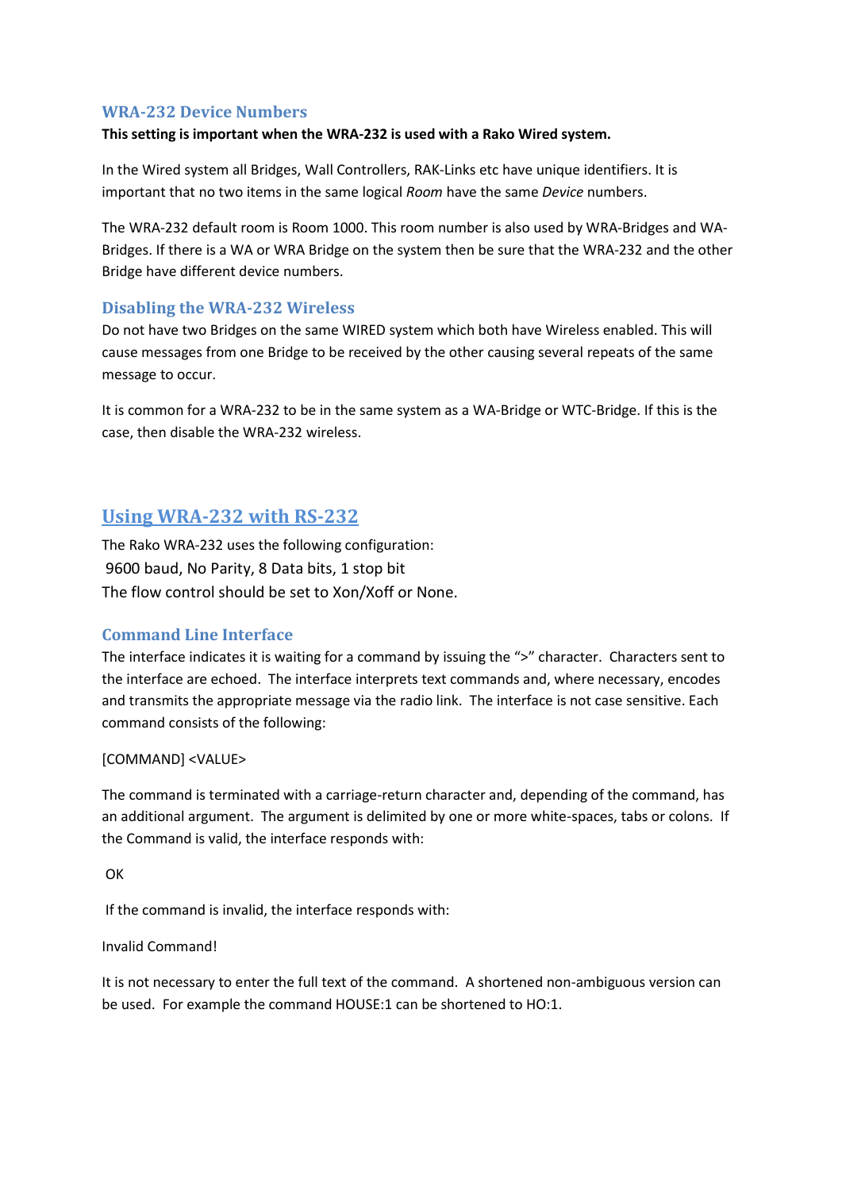### WRA-232 Device Numbers

**This setting is important when the WRA-232 is used with a Rako Wired system.**

In the Wired system all Bridges, Wall Controllers, RAK-Links etc have unique identifiers. It is important that no two items in the same logical *Room* have the same *Device* numbers.

The WRA-232 default room is Room 1000. This room number is also used by WRA-Bridges and WA-Bridges. If there is a WA or WRA Bridge on the system then be sure that the WRA-232 and the other Bridge have different device numbers.

### Disabling the WRA-232 Wireless

Do not have two Bridges on the same WIRED system which both have Wireless enabled. This will cause messages from one Bridge to be received by the other causing several repeats of the same message to occur.

It is common for a WRA-232 to be in the same system as a WA-Bridge or WTC-Bridge. If this is the case, then disable the WRA-232 wireless.

## Using WRA-232 with RS-232

The Rako WRA-232 uses the following configuration:
9600 baud, No Parity, 8 Data bits, 1 stop bit
The flow control should be set to Xon/Xoff or None.

### Command Line Interface

The interface indicates it is waiting for a command by issuing the ">" character. Characters sent to the interface are echoed. The interface interprets text commands and, where necessary, encodes and transmits the appropriate message via the radio link. The interface is not case sensitive. Each command consists of the following:

[COMMAND] <VALUE>

The command is terminated with a carriage-return character and, depending of the command, has an additional argument. The argument is delimited by one or more white-spaces, tabs or colons. If the Command is valid, the interface responds with:

OK

If the command is invalid, the interface responds with:

Invalid Command!

It is not necessary to enter the full text of the command. A shortened non-ambiguous version can be used. For example the command HOUSE:1 can be shortened to HO:1.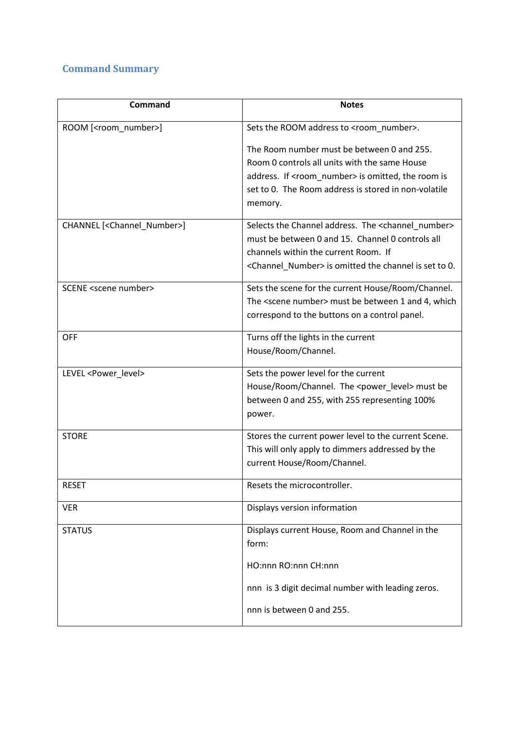## Command Summary

| Command | Notes |
|---|---|
| ROOM [<room_number>] | Sets the ROOM address to <room_number>.<br><br>The Room number must be between 0 and 255. Room 0 controls all units with the same House address. If <room_number> is omitted, the room is set to 0. The Room address is stored in non-volatile memory. |
| CHANNEL [<Channel_Number>] | Selects the Channel address. The <channel_number> must be between 0 and 15. Channel 0 controls all channels within the current Room. If <Channel_Number> is omitted the channel is set to 0. |
| SCENE <scene number> | Sets the scene for the current House/Room/Channel. The <scene number> must be between 1 and 4, which correspond to the buttons on a control panel. |
| OFF | Turns off the lights in the current House/Room/Channel. |
| LEVEL <Power_level> | Sets the power level for the current House/Room/Channel. The <power_level> must be between 0 and 255, with 255 representing 100% power. |
| STORE | Stores the current power level to the current Scene. This will only apply to dimmers addressed by the current House/Room/Channel. |
| RESET | Resets the microcontroller. |
| VER | Displays version information |
| STATUS | Displays current House, Room and Channel in the form:<br><br>HO:nnn RO:nnn CH:nnn<br><br>nnn is 3 digit decimal number with leading zeros.<br><br>nnn is between 0 and 255. |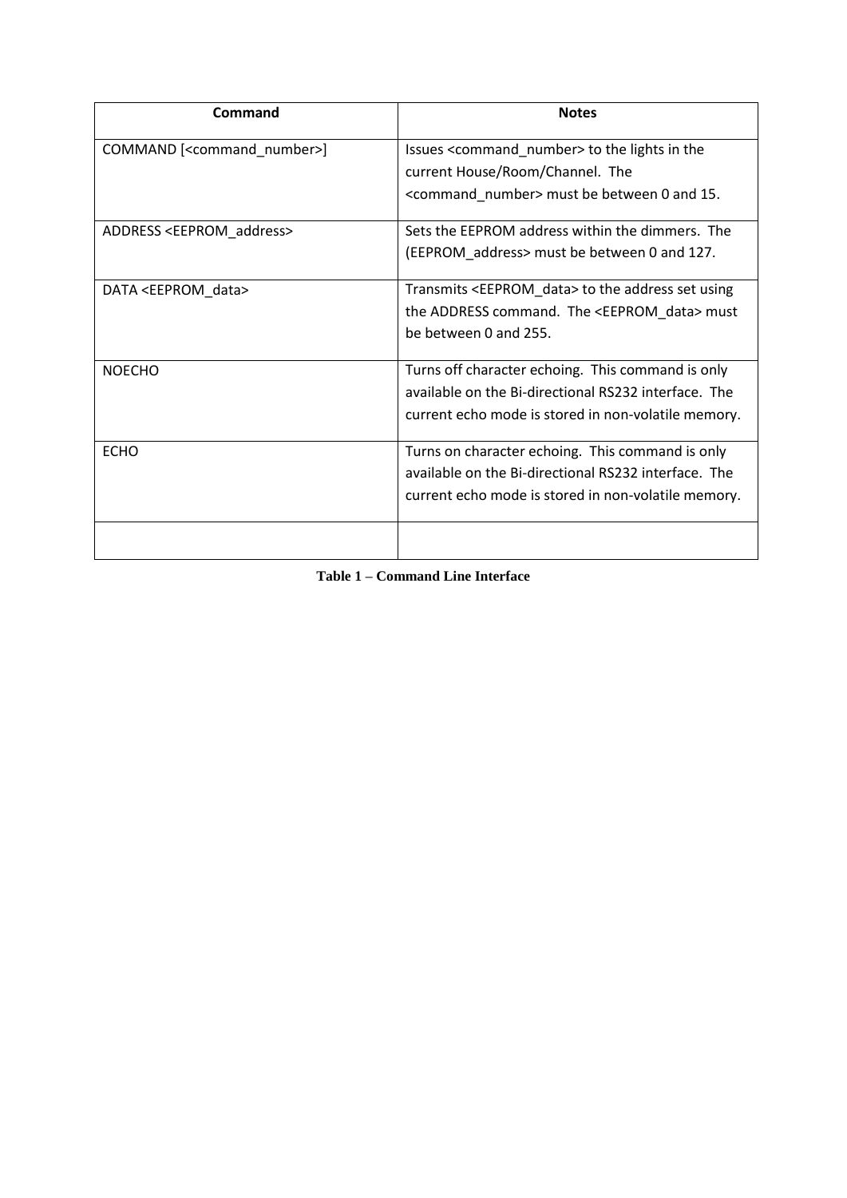| Command | Notes |
| --- | --- |
| COMMAND [<command_number>] | Issues <command_number> to the lights in the current House/Room/Channel. The <command_number> must be between 0 and 15. |
| ADDRESS <EEPROM_address> | Sets the EEPROM address within the dimmers. The (EEPROM_address> must be between 0 and 127. |
| DATA <EEPROM_data> | Transmits <EEPROM_data> to the address set using the ADDRESS command. The <EEPROM_data> must be between 0 and 255. |
| NOECHO | Turns off character echoing. This command is only available on the Bi-directional RS232 interface. The current echo mode is stored in non-volatile memory. |
| ECHO | Turns on character echoing. This command is only available on the Bi-directional RS232 interface. The current echo mode is stored in non-volatile memory. |
| | |

**Table 1 – Command Line Interface**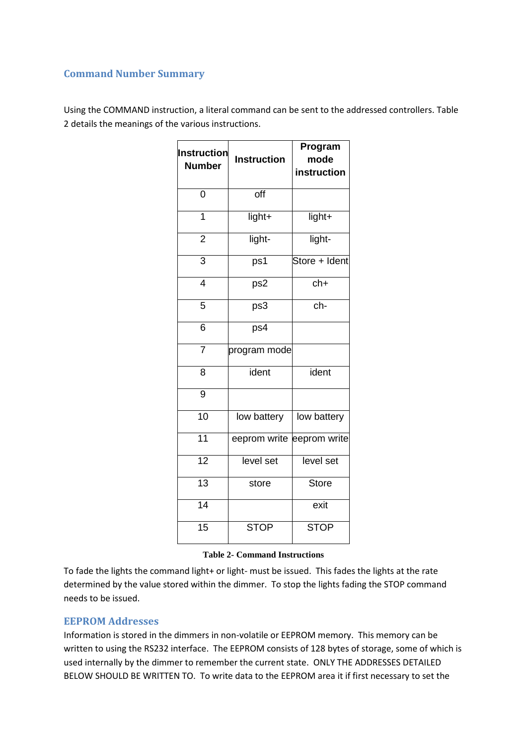## Command Number Summary

Using the COMMAND instruction, a literal command can be sent to the addressed controllers. Table 2 details the meanings of the various instructions.

| Instruction Number | Instruction | Program mode instruction |
|---|---|---|
| 0 | off | |
| 1 | light+ | light+ |
| 2 | light- | light- |
| 3 | ps1 | Store + Ident |
| 4 | ps2 | ch+ |
| 5 | ps3 | ch- |
| 6 | ps4 | |
| 7 | program mode | |
| 8 | ident | ident |
| 9 | | |
| 10 | low battery | low battery |
| 11 | eeprom write | eeprom write |
| 12 | level set | level set |
| 13 | store | Store |
| 14 | | exit |
| 15 | STOP | STOP |

**Table 2- Command Instructions**

To fade the lights the command light+ or light- must be issued. This fades the lights at the rate determined by the value stored within the dimmer. To stop the lights fading the STOP command needs to be issued.

## EEPROM Addresses

Information is stored in the dimmers in non-volatile or EEPROM memory. This memory can be written to using the RS232 interface. The EEPROM consists of 128 bytes of storage, some of which is used internally by the dimmer to remember the current state. ONLY THE ADDRESSES DETAILED BELOW SHOULD BE WRITTEN TO. To write data to the EEPROM area it if first necessary to set the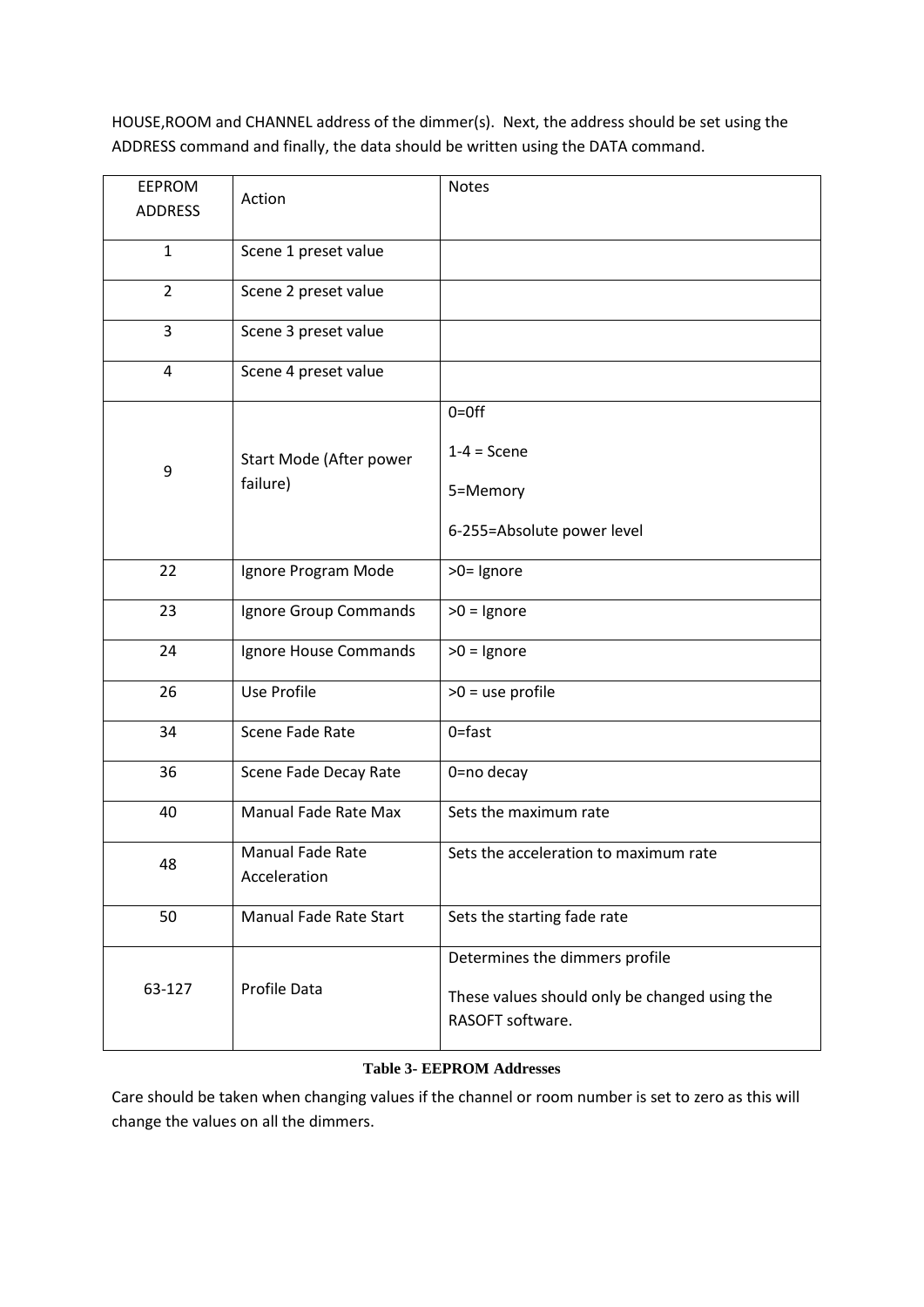HOUSE,ROOM and CHANNEL address of the dimmer(s). Next, the address should be set using the ADDRESS command and finally, the data should be written using the DATA command.

| EEPROM ADDRESS | Action | Notes |
|---|---|---|
| 1 | Scene 1 preset value | |
| 2 | Scene 2 preset value | |
| 3 | Scene 3 preset value | |
| 4 | Scene 4 preset value | |
| 9 | Start Mode (After power failure) | 0=0ff<br><br>1-4 = Scene<br><br>5=Memory<br><br>6-255=Absolute power level |
| 22 | Ignore Program Mode | >0= Ignore |
| 23 | Ignore Group Commands | >0 = Ignore |
| 24 | Ignore House Commands | >0 = Ignore |
| 26 | Use Profile | >0 = use profile |
| 34 | Scene Fade Rate | 0=fast |
| 36 | Scene Fade Decay Rate | 0=no decay |
| 40 | Manual Fade Rate Max | Sets the maximum rate |
| 48 | Manual Fade Rate Acceleration | Sets the acceleration to maximum rate |
| 50 | Manual Fade Rate Start | Sets the starting fade rate |
| 63-127 | Profile Data | Determines the dimmers profile<br><br>These values should only be changed using the RASOFT software. |

**Table 3- EEPROM Addresses**

Care should be taken when changing values if the channel or room number is set to zero as this will change the values on all the dimmers.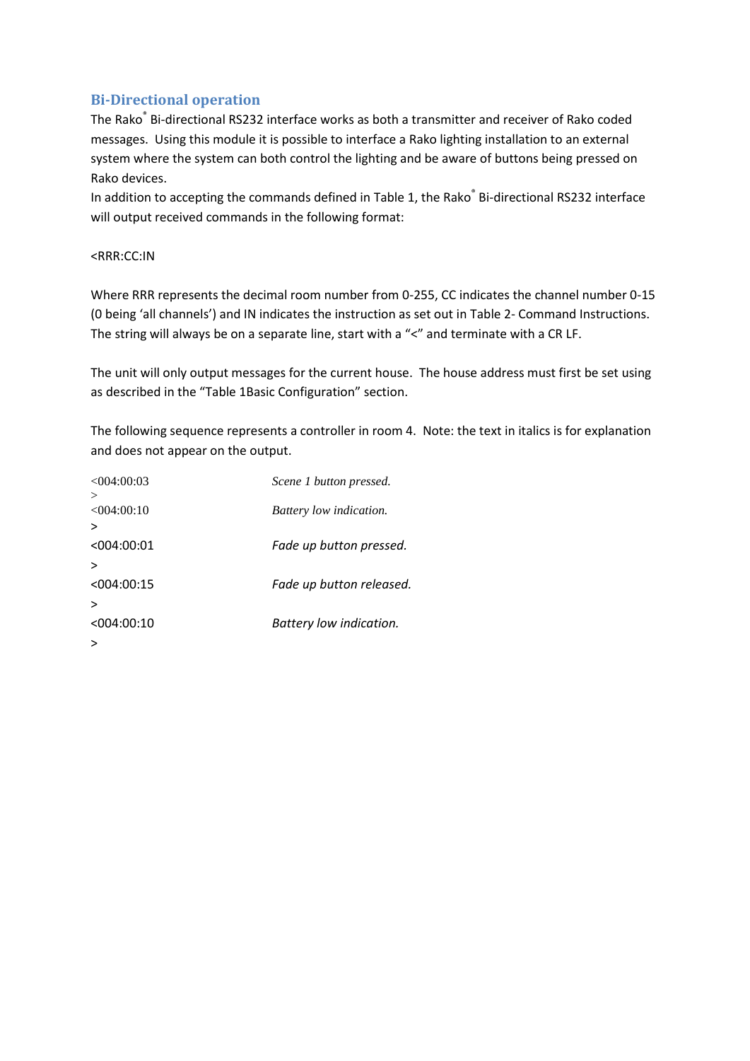## Bi-Directional operation

The Rako® Bi-directional RS232 interface works as both a transmitter and receiver of Rako coded messages. Using this module it is possible to interface a Rako lighting installation to an external system where the system can both control the lighting and be aware of buttons being pressed on Rako devices.

In addition to accepting the commands defined in Table 1, the Rako® Bi-directional RS232 interface will output received commands in the following format:

<RRR:CC:IN

Where RRR represents the decimal room number from 0-255, CC indicates the channel number 0-15 (0 being 'all channels') and IN indicates the instruction as set out in Table 2- Command Instructions. The string will always be on a separate line, start with a "<" and terminate with a CR LF.

The unit will only output messages for the current house. The house address must first be set using as described in the "Table 1Basic Configuration" section.

The following sequence represents a controller in room 4. Note: the text in italics is for explanation and does not appear on the output.

| | |
|---|---|
| <004:00:03 | *Scene 1 button pressed.* |
| > | |
| <004:00:10 | *Battery low indication.* |
| > | |
| <004:00:01 | *Fade up button pressed.* |
| > | |
| <004:00:15 | *Fade up button released.* |
| > | |
| <004:00:10 | *Battery low indication.* |
| > | |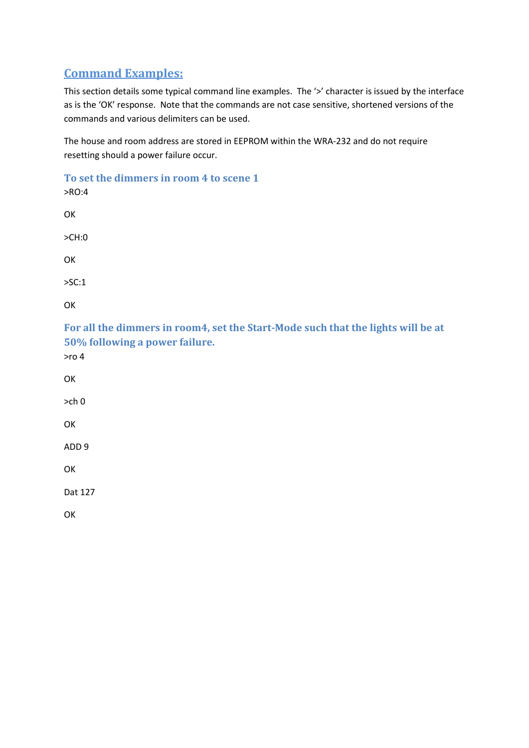## Command Examples:

This section details some typical command line examples. The '>' character is issued by the interface as is the 'OK' response. Note that the commands are not case sensitive, shortened versions of the commands and various delimiters can be used.

The house and room address are stored in EEPROM within the WRA-232 and do not require resetting should a power failure occur.

### To set the dimmers in room 4 to scene 1

```
>RO:4

OK

>CH:0

OK

>SC:1

OK
```

### For all the dimmers in room4, set the Start-Mode such that the lights will be at 50% following a power failure.

```
>ro 4

OK

>ch 0

OK

ADD 9

OK

Dat 127

OK
```